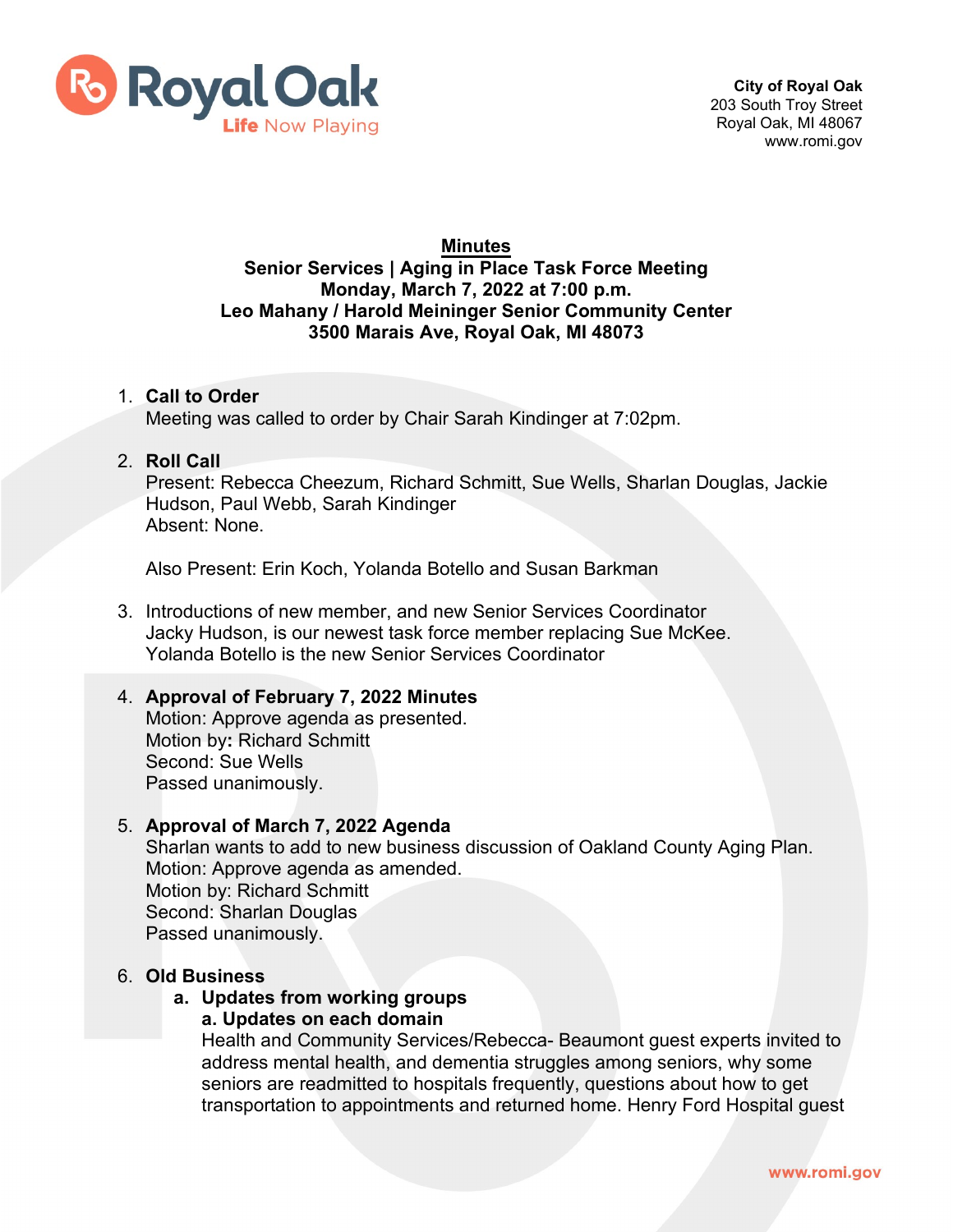City of Royal Oak
203 South Troy Street
Royal Oak, MI 48067
www.romi.gov

# Minutes

## Senior Services | Aging in Place Task Force Meeting
**Monday, March 7, 2022 at 7:00 p.m.**
**Leo Mahany / Harold Meininger Senior Community Center**
**3500 Marais Ave, Royal Oak, MI 48073**

1. **Call to Order**
   Meeting was called to order by Chair Sarah Kindinger at 7:02pm.

2. **Roll Call**
   Present: Rebecca Cheezum, Richard Schmitt, Sue Wells, Sharlan Douglas, Jackie Hudson, Paul Webb, Sarah Kindinger
   Absent: None.

   Also Present: Erin Koch, Yolanda Botello and Susan Barkman

3. Introductions of new member, and new Senior Services Coordinator
   Jacky Hudson, is our newest task force member replacing Sue McKee.
   Yolanda Botello is the new Senior Services Coordinator

4. **Approval of February 7, 2022 Minutes**
   Motion: Approve agenda as presented.
   Motion by**:** Richard Schmitt
   Second: Sue Wells
   Passed unanimously.

5. **Approval of March 7, 2022 Agenda**
   Sharlan wants to add to new business discussion of Oakland County Aging Plan.
   Motion: Approve agenda as amended.
   Motion by: Richard Schmitt
   Second: Sharlan Douglas
   Passed unanimously.

6. **Old Business**
   a. **Updates from working groups**
      **a. Updates on each domain**
      Health and Community Services/Rebecca- Beaumont guest experts invited to address mental health, and dementia struggles among seniors, why some seniors are readmitted to hospitals frequently, questions about how to get transportation to appointments and returned home. Henry Ford Hospital guest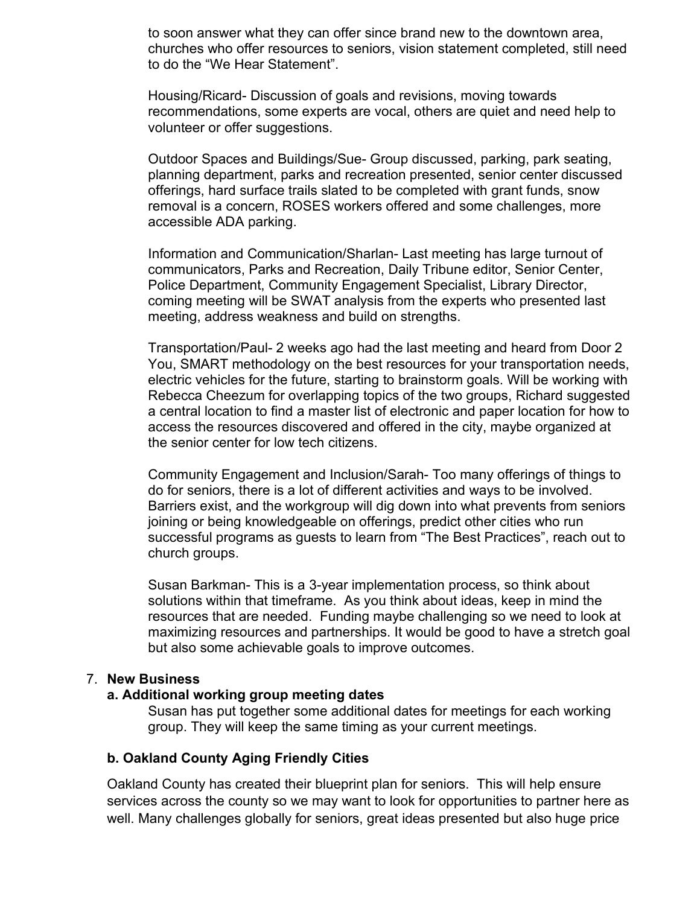to soon answer what they can offer since brand new to the downtown area, churches who offer resources to seniors, vision statement completed, still need to do the "We Hear Statement".

Housing/Ricard- Discussion of goals and revisions, moving towards recommendations, some experts are vocal, others are quiet and need help to volunteer or offer suggestions.

Outdoor Spaces and Buildings/Sue- Group discussed, parking, park seating, planning department, parks and recreation presented, senior center discussed offerings, hard surface trails slated to be completed with grant funds, snow removal is a concern, ROSES workers offered and some challenges, more accessible ADA parking.

Information and Communication/Sharlan- Last meeting has large turnout of communicators, Parks and Recreation, Daily Tribune editor, Senior Center, Police Department, Community Engagement Specialist, Library Director, coming meeting will be SWAT analysis from the experts who presented last meeting, address weakness and build on strengths.

Transportation/Paul- 2 weeks ago had the last meeting and heard from Door 2 You, SMART methodology on the best resources for your transportation needs, electric vehicles for the future, starting to brainstorm goals. Will be working with Rebecca Cheezum for overlapping topics of the two groups, Richard suggested a central location to find a master list of electronic and paper location for how to access the resources discovered and offered in the city, maybe organized at the senior center for low tech citizens.

Community Engagement and Inclusion/Sarah- Too many offerings of things to do for seniors, there is a lot of different activities and ways to be involved. Barriers exist, and the workgroup will dig down into what prevents from seniors joining or being knowledgeable on offerings, predict other cities who run successful programs as guests to learn from "The Best Practices", reach out to church groups.

Susan Barkman- This is a 3-year implementation process, so think about solutions within that timeframe. As you think about ideas, keep in mind the resources that are needed. Funding maybe challenging so we need to look at maximizing resources and partnerships. It would be good to have a stretch goal but also some achievable goals to improve outcomes.

7. **New Business**

**a. Additional working group meeting dates**

Susan has put together some additional dates for meetings for each working group. They will keep the same timing as your current meetings.

**b. Oakland County Aging Friendly Cities**

Oakland County has created their blueprint plan for seniors. This will help ensure services across the county so we may want to look for opportunities to partner here as well. Many challenges globally for seniors, great ideas presented but also huge price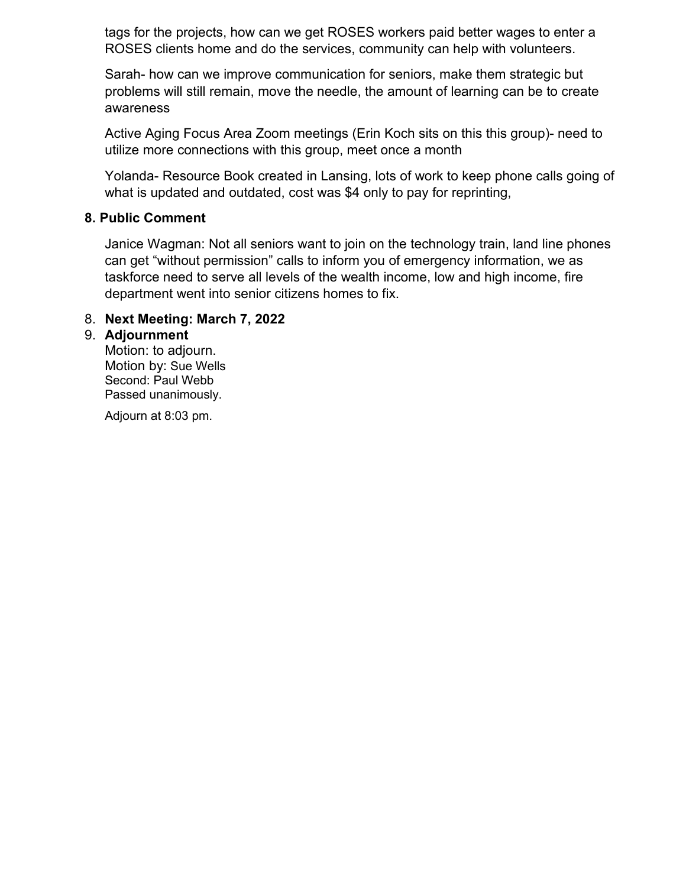tags for the projects, how can we get ROSES workers paid better wages to enter a ROSES clients home and do the services, community can help with volunteers.

Sarah- how can we improve communication for seniors, make them strategic but problems will still remain, move the needle, the amount of learning can be to create awareness

Active Aging Focus Area Zoom meetings (Erin Koch sits on this this group)- need to utilize more connections with this group, meet once a month

Yolanda- Resource Book created in Lansing, lots of work to keep phone calls going of what is updated and outdated, cost was $4 only to pay for reprinting,

**8. Public Comment**

Janice Wagman: Not all seniors want to join on the technology train, land line phones can get "without permission" calls to inform you of emergency information, we as taskforce need to serve all levels of the wealth income, low and high income, fire department went into senior citizens homes to fix.

8. **Next Meeting: March 7, 2022**
9. **Adjournment**
   Motion: to adjourn.
   Motion by: Sue Wells
   Second: Paul Webb
   Passed unanimously.

   Adjourn at 8:03 pm.